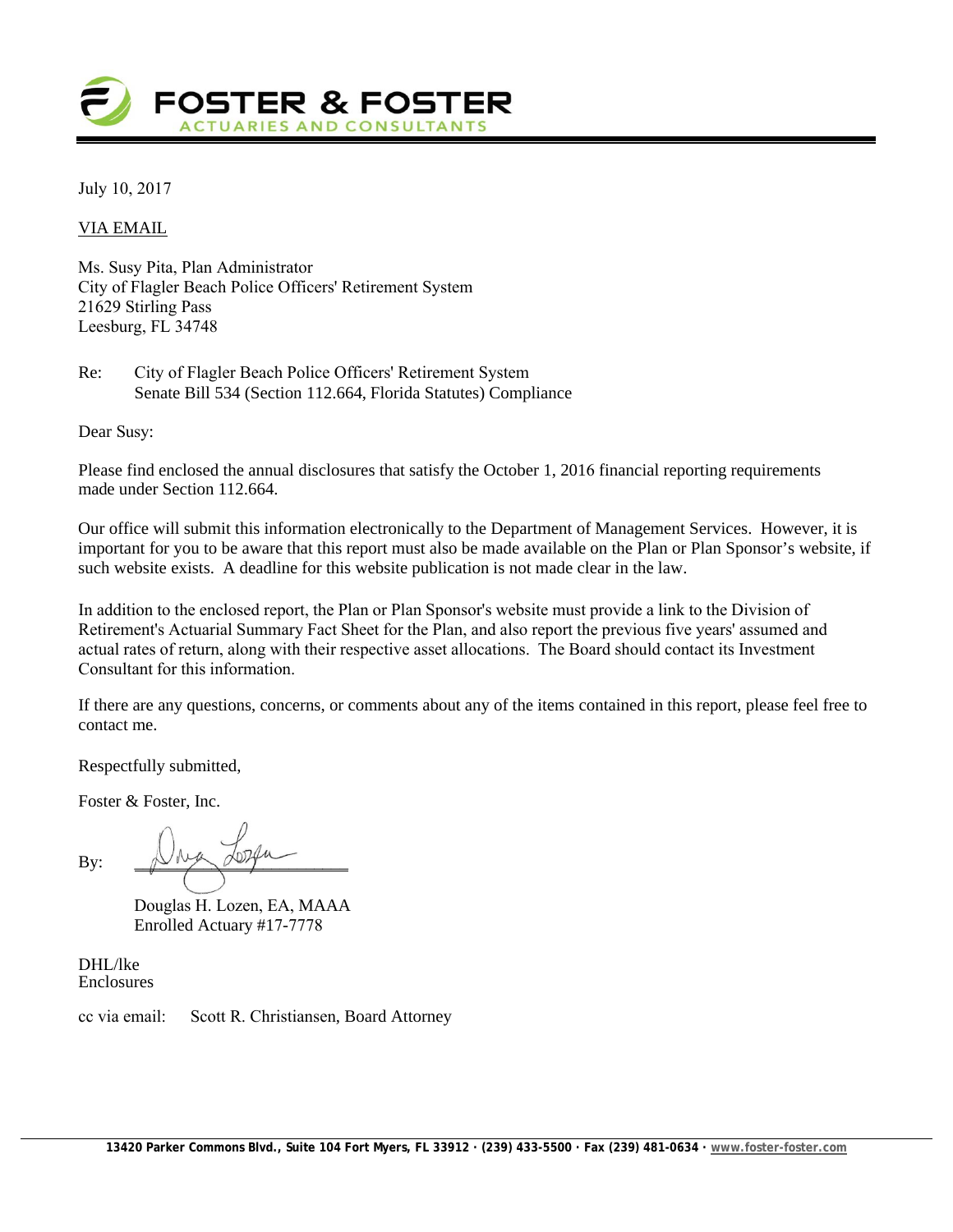**FOSTER & FOSTER**
ACTUARIES AND CONSULTANTS

July 10, 2017

VIA EMAIL

Ms. Susy Pita, Plan Administrator
City of Flagler Beach Police Officers' Retirement System
21629 Stirling Pass
Leesburg, FL 34748

Re: City of Flagler Beach Police Officers' Retirement System
Senate Bill 534 (Section 112.664, Florida Statutes) Compliance

Dear Susy:

Please find enclosed the annual disclosures that satisfy the October 1, 2016 financial reporting requirements made under Section 112.664.

Our office will submit this information electronically to the Department of Management Services. However, it is important for you to be aware that this report must also be made available on the Plan or Plan Sponsor's website, if such website exists. A deadline for this website publication is not made clear in the law.

In addition to the enclosed report, the Plan or Plan Sponsor's website must provide a link to the Division of Retirement's Actuarial Summary Fact Sheet for the Plan, and also report the previous five years' assumed and actual rates of return, along with their respective asset allocations. The Board should contact its Investment Consultant for this information.

If there are any questions, concerns, or comments about any of the items contained in this report, please feel free to contact me.

Respectfully submitted,

Foster & Foster, Inc.

By: ______________________

Douglas H. Lozen, EA, MAAA
Enrolled Actuary #17-7778

DHL/lke
Enclosures

cc via email: Scott R. Christiansen, Board Attorney

13420 Parker Commons Blvd., Suite 104 Fort Myers, FL 33912 · (239) 433-5500 · Fax (239) 481-0634 · www.foster-foster.com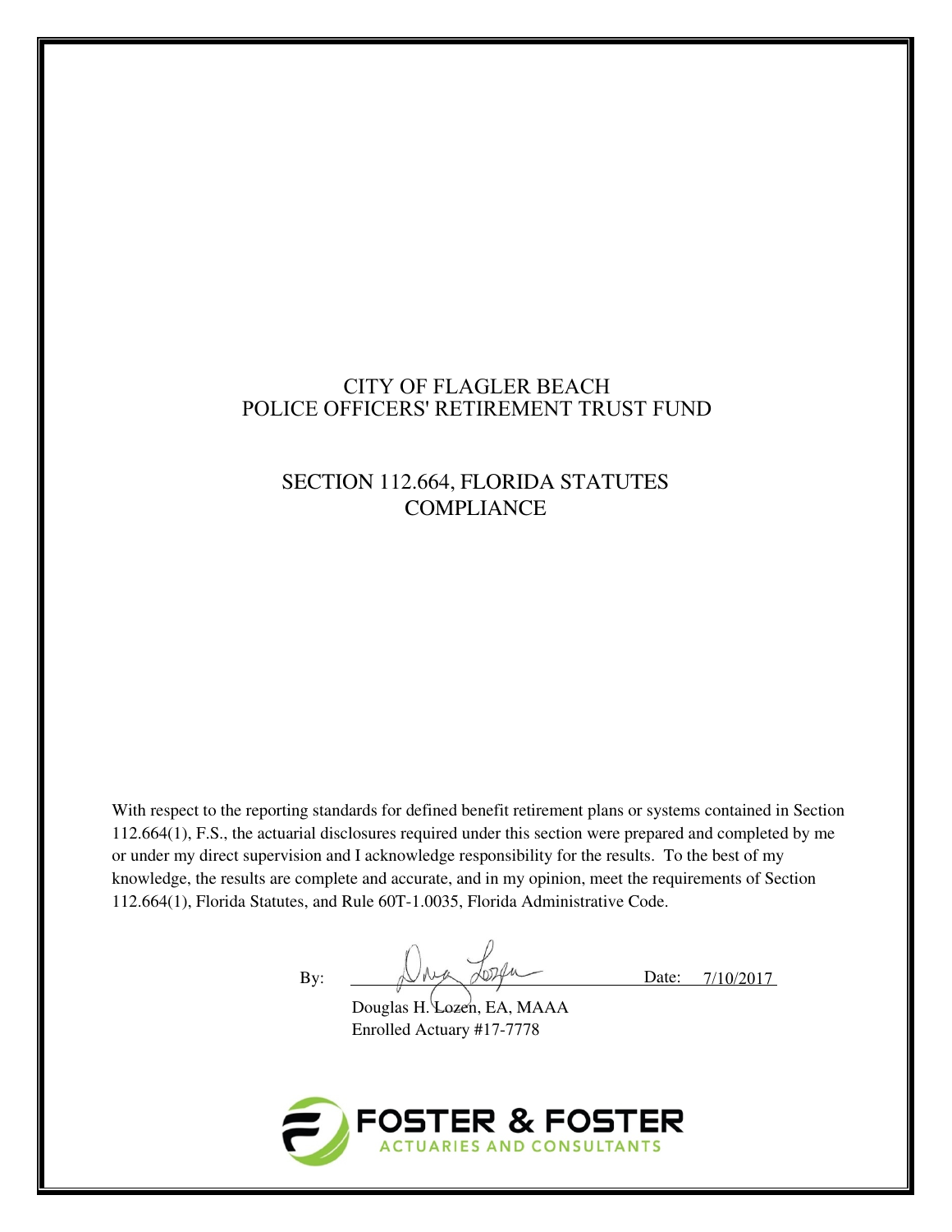# CITY OF FLAGLER BEACH
# POLICE OFFICERS' RETIREMENT TRUST FUND

## SECTION 112.664, FLORIDA STATUTES COMPLIANCE

With respect to the reporting standards for defined benefit retirement plans or systems contained in Section 112.664(1), F.S., the actuarial disclosures required under this section were prepared and completed by me or under my direct supervision and I acknowledge responsibility for the results. To the best of my knowledge, the results are complete and accurate, and in my opinion, meet the requirements of Section 112.664(1), Florida Statutes, and Rule 60T-1.0035, Florida Administrative Code.

By: ______________________ Date: 7/10/2017

Douglas H. Lozen, EA, MAAA
Enrolled Actuary #17-7778

FOSTER & FOSTER
ACTUARIES AND CONSULTANTS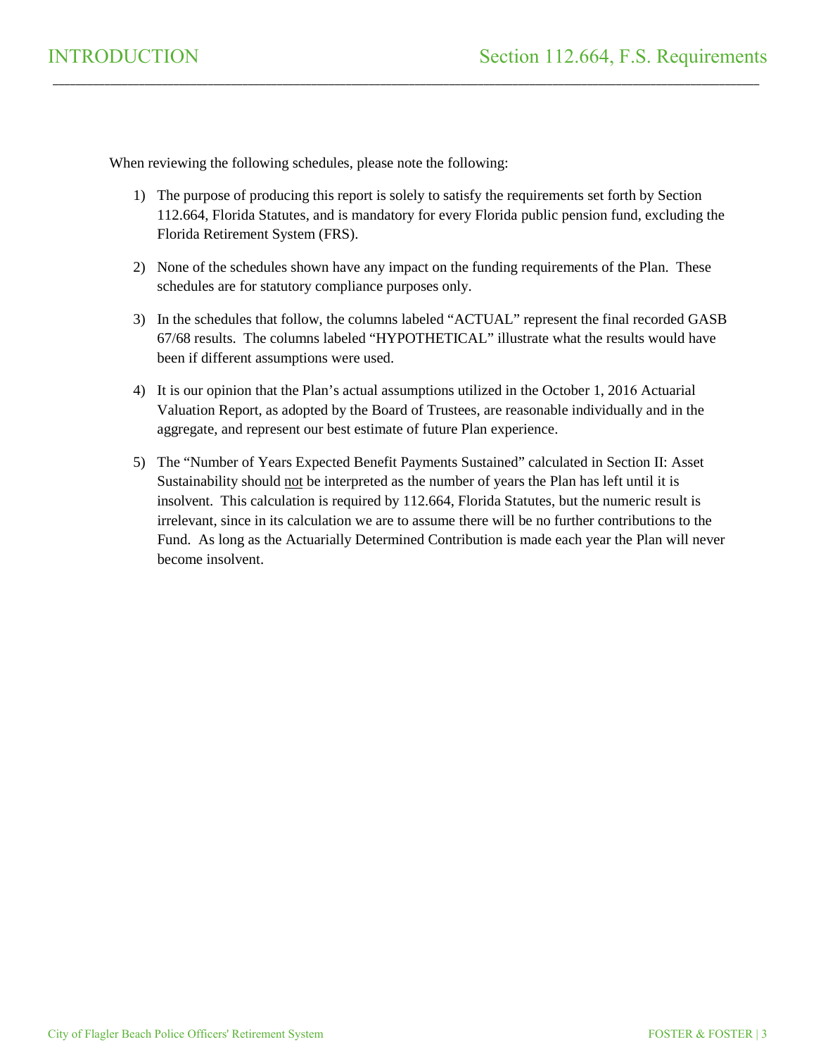# INTRODUCTION

## Section 112.664, F.S. Requirements

When reviewing the following schedules, please note the following:

1) The purpose of producing this report is solely to satisfy the requirements set forth by Section 112.664, Florida Statutes, and is mandatory for every Florida public pension fund, excluding the Florida Retirement System (FRS).

2) None of the schedules shown have any impact on the funding requirements of the Plan. These schedules are for statutory compliance purposes only.

3) In the schedules that follow, the columns labeled "ACTUAL" represent the final recorded GASB 67/68 results. The columns labeled "HYPOTHETICAL" illustrate what the results would have been if different assumptions were used.

4) It is our opinion that the Plan's actual assumptions utilized in the October 1, 2016 Actuarial Valuation Report, as adopted by the Board of Trustees, are reasonable individually and in the aggregate, and represent our best estimate of future Plan experience.

5) The "Number of Years Expected Benefit Payments Sustained" calculated in Section II: Asset Sustainability should <u>not</u> be interpreted as the number of years the Plan has left until it is insolvent. This calculation is required by 112.664, Florida Statutes, but the numeric result is irrelevant, since in its calculation we are to assume there will be no further contributions to the Fund. As long as the Actuarially Determined Contribution is made each year the Plan will never become insolvent.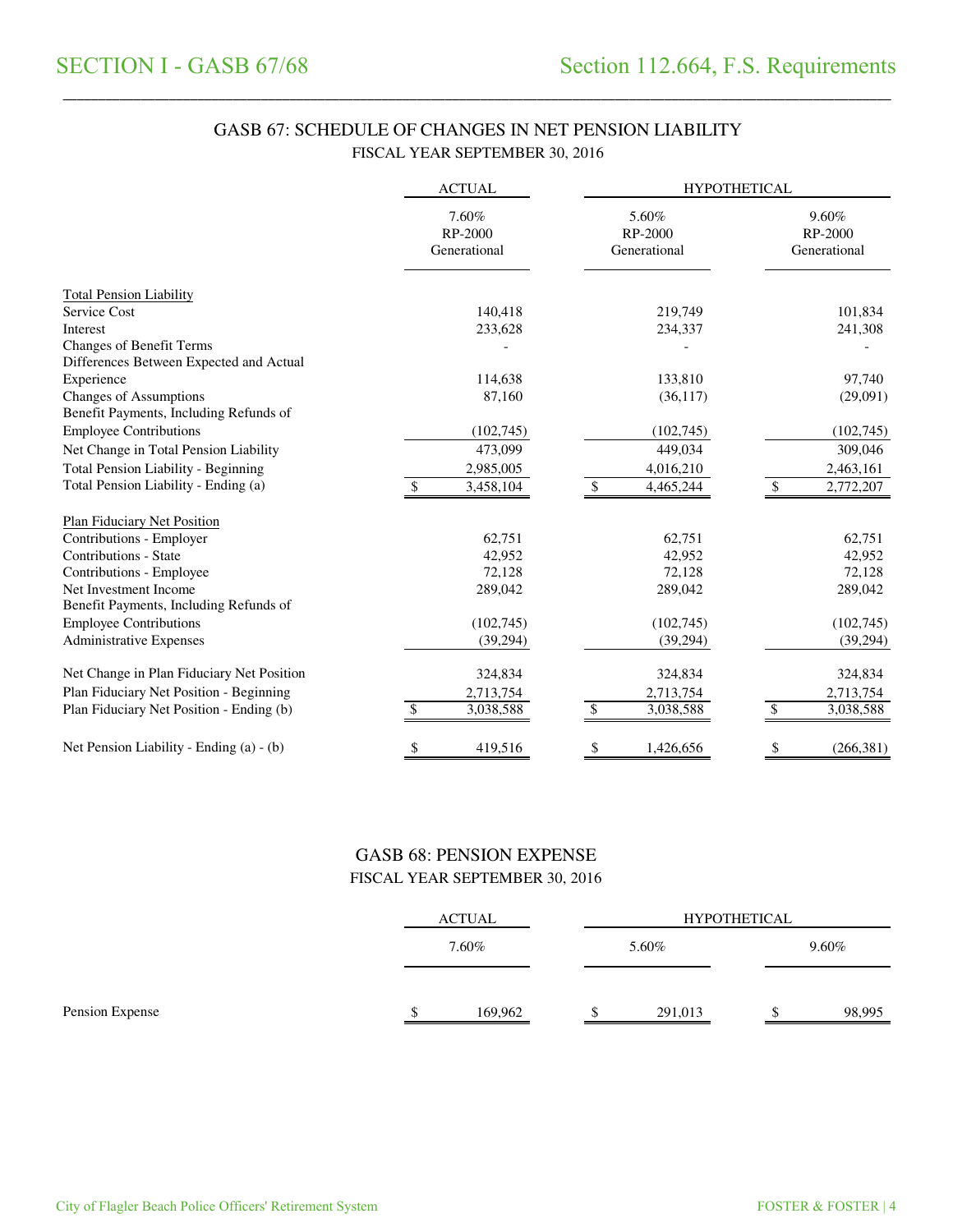## GASB 67: SCHEDULE OF CHANGES IN NET PENSION LIABILITY

FISCAL YEAR SEPTEMBER 30, 2016

| | ACTUAL | HYPOTHETICAL | |
|---|---|---|---|
| | 7.60% RP-2000 Generational | 5.60% RP-2000 Generational | 9.60% RP-2000 Generational |
| Total Pension Liability | | | |
| Service Cost | 140,418 | 219,749 | 101,834 |
| Interest | 233,628 | 234,337 | 241,308 |
| Changes of Benefit Terms | - | - | - |
| Differences Between Expected and Actual Experience | 114,638 | 133,810 | 97,740 |
| Changes of Assumptions | 87,160 | (36,117) | (29,091) |
| Benefit Payments, Including Refunds of Employee Contributions | (102,745) | (102,745) | (102,745) |
| Net Change in Total Pension Liability | 473,099 | 449,034 | 309,046 |
| Total Pension Liability - Beginning | 2,985,005 | 4,016,210 | 2,463,161 |
| Total Pension Liability - Ending (a) | $ 3,458,104 | $ 4,465,244 | $ 2,772,207 |
| Plan Fiduciary Net Position | | | |
| Contributions - Employer | 62,751 | 62,751 | 62,751 |
| Contributions - State | 42,952 | 42,952 | 42,952 |
| Contributions - Employee | 72,128 | 72,128 | 72,128 |
| Net Investment Income | 289,042 | 289,042 | 289,042 |
| Benefit Payments, Including Refunds of Employee Contributions | (102,745) | (102,745) | (102,745) |
| Administrative Expenses | (39,294) | (39,294) | (39,294) |
| Net Change in Plan Fiduciary Net Position | 324,834 | 324,834 | 324,834 |
| Plan Fiduciary Net Position - Beginning | 2,713,754 | 2,713,754 | 2,713,754 |
| Plan Fiduciary Net Position - Ending (b) | $ 3,038,588 | $ 3,038,588 | $ 3,038,588 |
| Net Pension Liability - Ending (a) - (b) | $ 419,516 | $ 1,426,656 | $ (266,381) |

## GASB 68: PENSION EXPENSE

FISCAL YEAR SEPTEMBER 30, 2016

| | ACTUAL | HYPOTHETICAL | |
|---|---|---|---|
| | 7.60% | 5.60% | 9.60% |
| Pension Expense | $ 169,962 | $ 291,013 | $ 98,995 |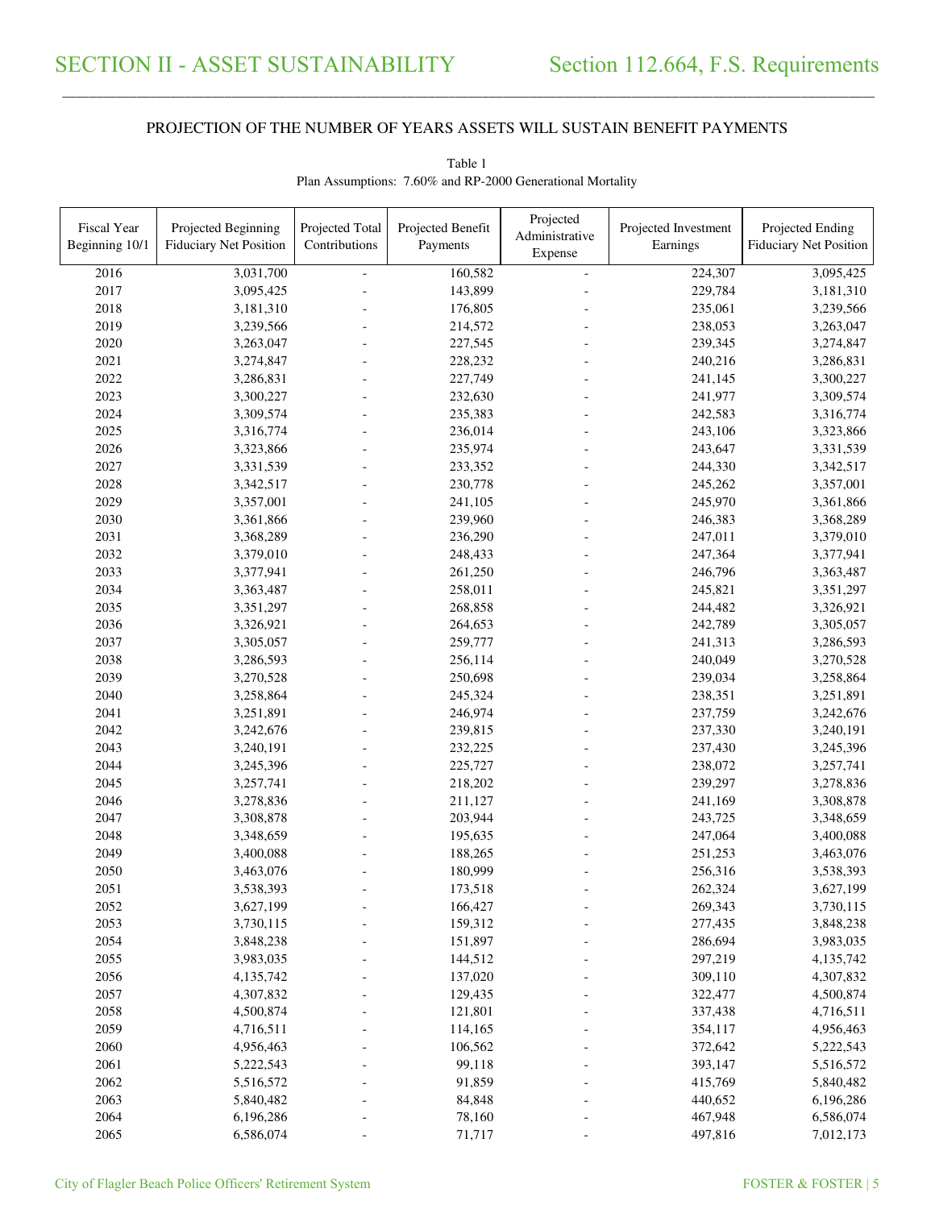# SECTION II - ASSET SUSTAINABILITY

## Section 112.664, F.S. Requirements

### PROJECTION OF THE NUMBER OF YEARS ASSETS WILL SUSTAIN BENEFIT PAYMENTS

Table 1
Plan Assumptions: 7.60% and RP-2000 Generational Mortality

| Fiscal Year Beginning 10/1 | Projected Beginning Fiduciary Net Position | Projected Total Contributions | Projected Benefit Payments | Projected Administrative Expense | Projected Investment Earnings | Projected Ending Fiduciary Net Position |
|---|---|---|---|---|---|---|
| 2016 | 3,031,700 | - | 160,582 | - | 224,307 | 3,095,425 |
| 2017 | 3,095,425 | - | 143,899 | - | 229,784 | 3,181,310 |
| 2018 | 3,181,310 | - | 176,805 | - | 235,061 | 3,239,566 |
| 2019 | 3,239,566 | - | 214,572 | - | 238,053 | 3,263,047 |
| 2020 | 3,263,047 | - | 227,545 | - | 239,345 | 3,274,847 |
| 2021 | 3,274,847 | - | 228,232 | - | 240,216 | 3,286,831 |
| 2022 | 3,286,831 | - | 227,749 | - | 241,145 | 3,300,227 |
| 2023 | 3,300,227 | - | 232,630 | - | 241,977 | 3,309,574 |
| 2024 | 3,309,574 | - | 235,383 | - | 242,583 | 3,316,774 |
| 2025 | 3,316,774 | - | 236,014 | - | 243,106 | 3,323,866 |
| 2026 | 3,323,866 | - | 235,974 | - | 243,647 | 3,331,539 |
| 2027 | 3,331,539 | - | 233,352 | - | 244,330 | 3,342,517 |
| 2028 | 3,342,517 | - | 230,778 | - | 245,262 | 3,357,001 |
| 2029 | 3,357,001 | - | 241,105 | - | 245,970 | 3,361,866 |
| 2030 | 3,361,866 | - | 239,960 | - | 246,383 | 3,368,289 |
| 2031 | 3,368,289 | - | 236,290 | - | 247,011 | 3,379,010 |
| 2032 | 3,379,010 | - | 248,433 | - | 247,364 | 3,377,941 |
| 2033 | 3,377,941 | - | 261,250 | - | 246,796 | 3,363,487 |
| 2034 | 3,363,487 | - | 258,011 | - | 245,821 | 3,351,297 |
| 2035 | 3,351,297 | - | 268,858 | - | 244,482 | 3,326,921 |
| 2036 | 3,326,921 | - | 264,653 | - | 242,789 | 3,305,057 |
| 2037 | 3,305,057 | - | 259,777 | - | 241,313 | 3,286,593 |
| 2038 | 3,286,593 | - | 256,114 | - | 240,049 | 3,270,528 |
| 2039 | 3,270,528 | - | 250,698 | - | 239,034 | 3,258,864 |
| 2040 | 3,258,864 | - | 245,324 | - | 238,351 | 3,251,891 |
| 2041 | 3,251,891 | - | 246,974 | - | 237,759 | 3,242,676 |
| 2042 | 3,242,676 | - | 239,815 | - | 237,330 | 3,240,191 |
| 2043 | 3,240,191 | - | 232,225 | - | 237,430 | 3,245,396 |
| 2044 | 3,245,396 | - | 225,727 | - | 238,072 | 3,257,741 |
| 2045 | 3,257,741 | - | 218,202 | - | 239,297 | 3,278,836 |
| 2046 | 3,278,836 | - | 211,127 | - | 241,169 | 3,308,878 |
| 2047 | 3,308,878 | - | 203,944 | - | 243,725 | 3,348,659 |
| 2048 | 3,348,659 | - | 195,635 | - | 247,064 | 3,400,088 |
| 2049 | 3,400,088 | - | 188,265 | - | 251,253 | 3,463,076 |
| 2050 | 3,463,076 | - | 180,999 | - | 256,316 | 3,538,393 |
| 2051 | 3,538,393 | - | 173,518 | - | 262,324 | 3,627,199 |
| 2052 | 3,627,199 | - | 166,427 | - | 269,343 | 3,730,115 |
| 2053 | 3,730,115 | - | 159,312 | - | 277,435 | 3,848,238 |
| 2054 | 3,848,238 | - | 151,897 | - | 286,694 | 3,983,035 |
| 2055 | 3,983,035 | - | 144,512 | - | 297,219 | 4,135,742 |
| 2056 | 4,135,742 | - | 137,020 | - | 309,110 | 4,307,832 |
| 2057 | 4,307,832 | - | 129,435 | - | 322,477 | 4,500,874 |
| 2058 | 4,500,874 | - | 121,801 | - | 337,438 | 4,716,511 |
| 2059 | 4,716,511 | - | 114,165 | - | 354,117 | 4,956,463 |
| 2060 | 4,956,463 | - | 106,562 | - | 372,642 | 5,222,543 |
| 2061 | 5,222,543 | - | 99,118 | - | 393,147 | 5,516,572 |
| 2062 | 5,516,572 | - | 91,859 | - | 415,769 | 5,840,482 |
| 2063 | 5,840,482 | - | 84,848 | - | 440,652 | 6,196,286 |
| 2064 | 6,196,286 | - | 78,160 | - | 467,948 | 6,586,074 |
| 2065 | 6,586,074 | - | 71,717 | - | 497,816 | 7,012,173 |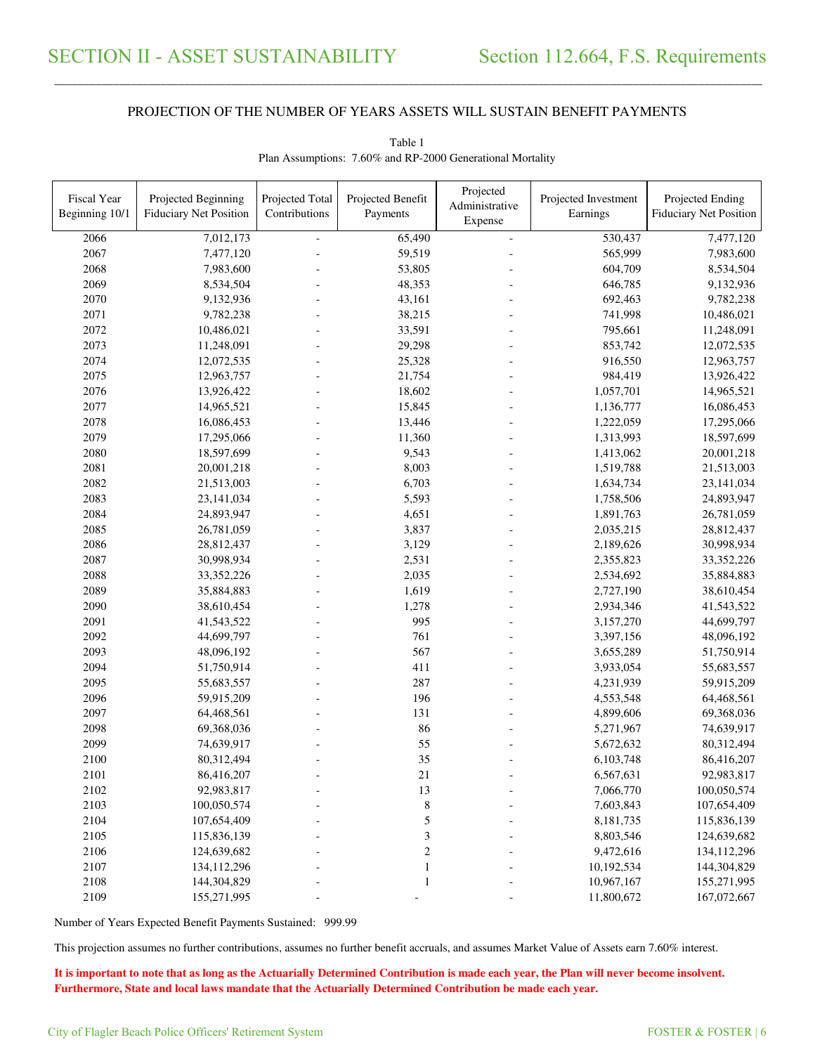# SECTION II - ASSET SUSTAINABILITY

# Section 112.664, F.S. Requirements

PROJECTION OF THE NUMBER OF YEARS ASSETS WILL SUSTAIN BENEFIT PAYMENTS

Table 1
Plan Assumptions: 7.60% and RP-2000 Generational Mortality

| Fiscal Year Beginning 10/1 | Projected Beginning Fiduciary Net Position | Projected Total Contributions | Projected Benefit Payments | Projected Administrative Expense | Projected Investment Earnings | Projected Ending Fiduciary Net Position |
|---|---|---|---|---|---|---|
| 2066 | 7,012,173 | - | 65,490 | - | 530,437 | 7,477,120 |
| 2067 | 7,477,120 | - | 59,519 | - | 565,999 | 7,983,600 |
| 2068 | 7,983,600 | - | 53,805 | - | 604,709 | 8,534,504 |
| 2069 | 8,534,504 | - | 48,353 | - | 646,785 | 9,132,936 |
| 2070 | 9,132,936 | - | 43,161 | - | 692,463 | 9,782,238 |
| 2071 | 9,782,238 | - | 38,215 | - | 741,998 | 10,486,021 |
| 2072 | 10,486,021 | - | 33,591 | - | 795,661 | 11,248,091 |
| 2073 | 11,248,091 | - | 29,298 | - | 853,742 | 12,072,535 |
| 2074 | 12,072,535 | - | 25,328 | - | 916,550 | 12,963,757 |
| 2075 | 12,963,757 | - | 21,754 | - | 984,419 | 13,926,422 |
| 2076 | 13,926,422 | - | 18,602 | - | 1,057,701 | 14,965,521 |
| 2077 | 14,965,521 | - | 15,845 | - | 1,136,777 | 16,086,453 |
| 2078 | 16,086,453 | - | 13,446 | - | 1,222,059 | 17,295,066 |
| 2079 | 17,295,066 | - | 11,360 | - | 1,313,993 | 18,597,699 |
| 2080 | 18,597,699 | - | 9,543 | - | 1,413,062 | 20,001,218 |
| 2081 | 20,001,218 | - | 8,003 | - | 1,519,788 | 21,513,003 |
| 2082 | 21,513,003 | - | 6,703 | - | 1,634,734 | 23,141,034 |
| 2083 | 23,141,034 | - | 5,593 | - | 1,758,506 | 24,893,947 |
| 2084 | 24,893,947 | - | 4,651 | - | 1,891,763 | 26,781,059 |
| 2085 | 26,781,059 | - | 3,837 | - | 2,035,215 | 28,812,437 |
| 2086 | 28,812,437 | - | 3,129 | - | 2,189,626 | 30,998,934 |
| 2087 | 30,998,934 | - | 2,531 | - | 2,355,823 | 33,352,226 |
| 2088 | 33,352,226 | - | 2,035 | - | 2,534,692 | 35,884,883 |
| 2089 | 35,884,883 | - | 1,619 | - | 2,727,190 | 38,610,454 |
| 2090 | 38,610,454 | - | 1,278 | - | 2,934,346 | 41,543,522 |
| 2091 | 41,543,522 | - | 995 | - | 3,157,270 | 44,699,797 |
| 2092 | 44,699,797 | - | 761 | - | 3,397,156 | 48,096,192 |
| 2093 | 48,096,192 | - | 567 | - | 3,655,289 | 51,750,914 |
| 2094 | 51,750,914 | - | 411 | - | 3,933,054 | 55,683,557 |
| 2095 | 55,683,557 | - | 287 | - | 4,231,939 | 59,915,209 |
| 2096 | 59,915,209 | - | 196 | - | 4,553,548 | 64,468,561 |
| 2097 | 64,468,561 | - | 131 | - | 4,899,606 | 69,368,036 |
| 2098 | 69,368,036 | - | 86 | - | 5,271,967 | 74,639,917 |
| 2099 | 74,639,917 | - | 55 | - | 5,672,632 | 80,312,494 |
| 2100 | 80,312,494 | - | 35 | - | 6,103,748 | 86,416,207 |
| 2101 | 86,416,207 | - | 21 | - | 6,567,631 | 92,983,817 |
| 2102 | 92,983,817 | - | 13 | - | 7,066,770 | 100,050,574 |
| 2103 | 100,050,574 | - | 8 | - | 7,603,843 | 107,654,409 |
| 2104 | 107,654,409 | - | 5 | - | 8,181,735 | 115,836,139 |
| 2105 | 115,836,139 | - | 3 | - | 8,803,546 | 124,639,682 |
| 2106 | 124,639,682 | - | 2 | - | 9,472,616 | 134,112,296 |
| 2107 | 134,112,296 | - | 1 | - | 10,192,534 | 144,304,829 |
| 2108 | 144,304,829 | - | 1 | - | 10,967,167 | 155,271,995 |
| 2109 | 155,271,995 | - | - | - | 11,800,672 | 167,072,667 |

Number of Years Expected Benefit Payments Sustained: 999.99

This projection assumes no further contributions, assumes no further benefit accruals, and assumes Market Value of Assets earn 7.60% interest.

**It is important to note that as long as the Actuarially Determined Contribution is made each year, the Plan will never become insolvent. Furthermore, State and local laws mandate that the Actuarially Determined Contribution be made each year.**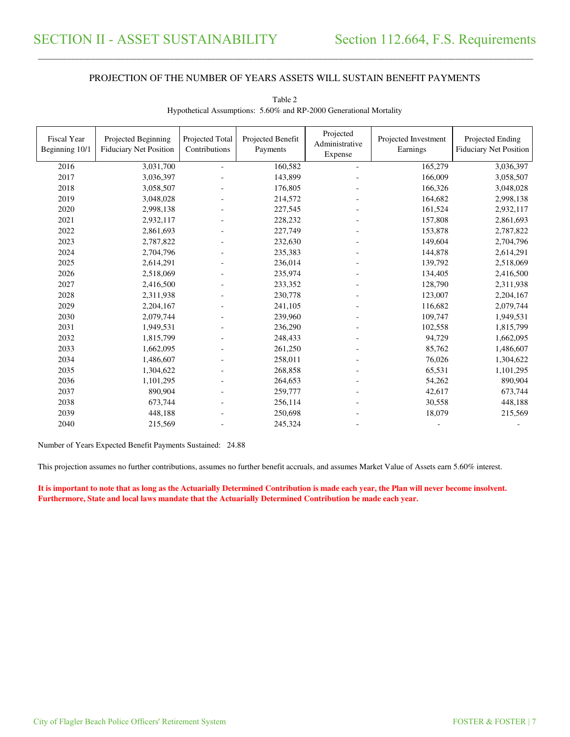# SECTION II - ASSET SUSTAINABILITY

## Section 112.664, F.S. Requirements

### PROJECTION OF THE NUMBER OF YEARS ASSETS WILL SUSTAIN BENEFIT PAYMENTS

Table 2
Hypothetical Assumptions: 5.60% and RP-2000 Generational Mortality

| Fiscal Year Beginning 10/1 | Projected Beginning Fiduciary Net Position | Projected Total Contributions | Projected Benefit Payments | Projected Administrative Expense | Projected Investment Earnings | Projected Ending Fiduciary Net Position |
|---|---|---|---|---|---|---|
| 2016 | 3,031,700 | - | 160,582 | - | 165,279 | 3,036,397 |
| 2017 | 3,036,397 | - | 143,899 | - | 166,009 | 3,058,507 |
| 2018 | 3,058,507 | - | 176,805 | - | 166,326 | 3,048,028 |
| 2019 | 3,048,028 | - | 214,572 | - | 164,682 | 2,998,138 |
| 2020 | 2,998,138 | - | 227,545 | - | 161,524 | 2,932,117 |
| 2021 | 2,932,117 | - | 228,232 | - | 157,808 | 2,861,693 |
| 2022 | 2,861,693 | - | 227,749 | - | 153,878 | 2,787,822 |
| 2023 | 2,787,822 | - | 232,630 | - | 149,604 | 2,704,796 |
| 2024 | 2,704,796 | - | 235,383 | - | 144,878 | 2,614,291 |
| 2025 | 2,614,291 | - | 236,014 | - | 139,792 | 2,518,069 |
| 2026 | 2,518,069 | - | 235,974 | - | 134,405 | 2,416,500 |
| 2027 | 2,416,500 | - | 233,352 | - | 128,790 | 2,311,938 |
| 2028 | 2,311,938 | - | 230,778 | - | 123,007 | 2,204,167 |
| 2029 | 2,204,167 | - | 241,105 | - | 116,682 | 2,079,744 |
| 2030 | 2,079,744 | - | 239,960 | - | 109,747 | 1,949,531 |
| 2031 | 1,949,531 | - | 236,290 | - | 102,558 | 1,815,799 |
| 2032 | 1,815,799 | - | 248,433 | - | 94,729 | 1,662,095 |
| 2033 | 1,662,095 | - | 261,250 | - | 85,762 | 1,486,607 |
| 2034 | 1,486,607 | - | 258,011 | - | 76,026 | 1,304,622 |
| 2035 | 1,304,622 | - | 268,858 | - | 65,531 | 1,101,295 |
| 2036 | 1,101,295 | - | 264,653 | - | 54,262 | 890,904 |
| 2037 | 890,904 | - | 259,777 | - | 42,617 | 673,744 |
| 2038 | 673,744 | - | 256,114 | - | 30,558 | 448,188 |
| 2039 | 448,188 | - | 250,698 | - | 18,079 | 215,569 |
| 2040 | 215,569 | - | 245,324 | - | - | - |

Number of Years Expected Benefit Payments Sustained: 24.88

This projection assumes no further contributions, assumes no further benefit accruals, and assumes Market Value of Assets earn 5.60% interest.

**It is important to note that as long as the Actuarially Determined Contribution is made each year, the Plan will never become insolvent. Furthermore, State and local laws mandate that the Actuarially Determined Contribution be made each year.**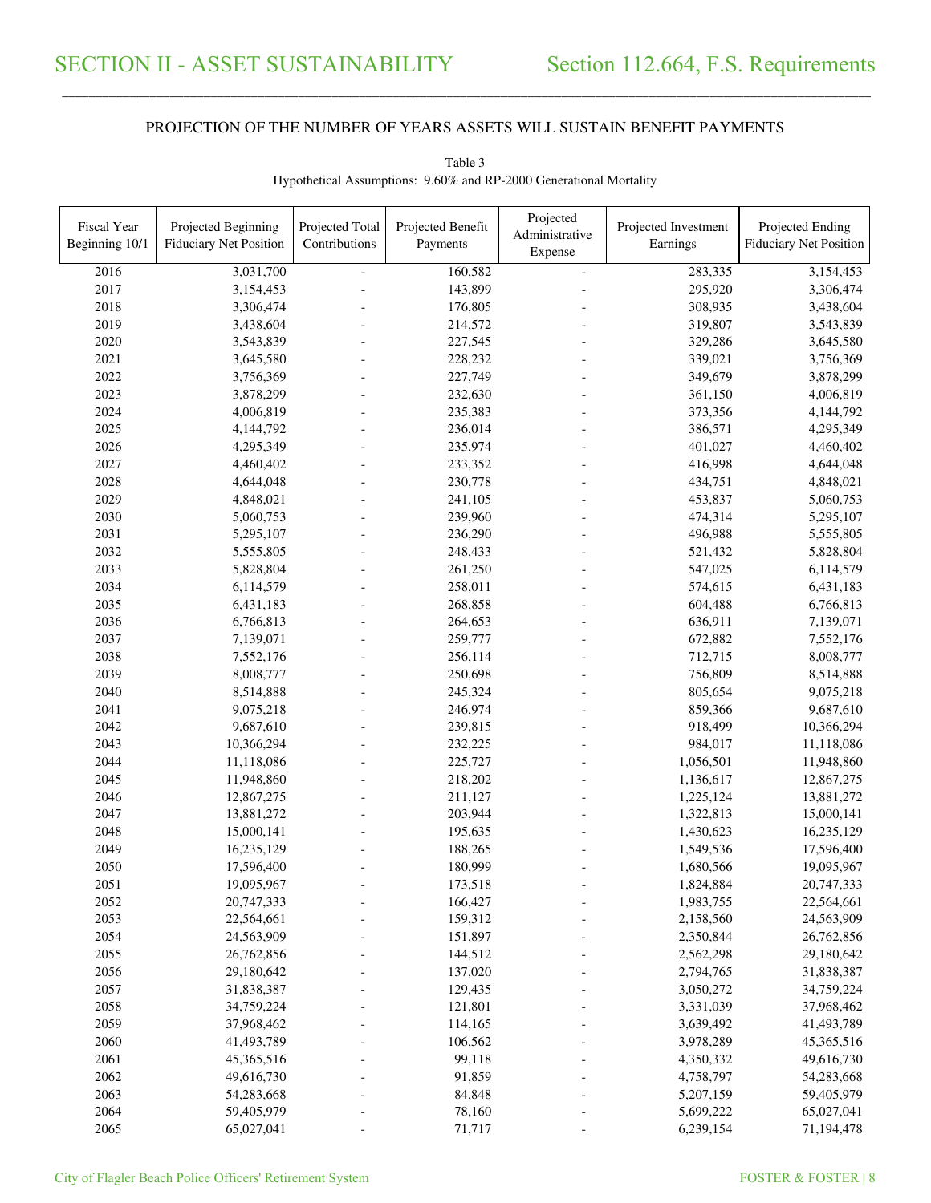# SECTION II - ASSET SUSTAINABILITY

## Section 112.664, F.S. Requirements

### PROJECTION OF THE NUMBER OF YEARS ASSETS WILL SUSTAIN BENEFIT PAYMENTS

Table 3

Hypothetical Assumptions: 9.60% and RP-2000 Generational Mortality

| Fiscal Year Beginning 10/1 | Projected Beginning Fiduciary Net Position | Projected Total Contributions | Projected Benefit Payments | Projected Administrative Expense | Projected Investment Earnings | Projected Ending Fiduciary Net Position |
|---|---|---|---|---|---|---|
| 2016 | 3,031,700 | - | 160,582 | - | 283,335 | 3,154,453 |
| 2017 | 3,154,453 | - | 143,899 | - | 295,920 | 3,306,474 |
| 2018 | 3,306,474 | - | 176,805 | - | 308,935 | 3,438,604 |
| 2019 | 3,438,604 | - | 214,572 | - | 319,807 | 3,543,839 |
| 2020 | 3,543,839 | - | 227,545 | - | 329,286 | 3,645,580 |
| 2021 | 3,645,580 | - | 228,232 | - | 339,021 | 3,756,369 |
| 2022 | 3,756,369 | - | 227,749 | - | 349,679 | 3,878,299 |
| 2023 | 3,878,299 | - | 232,630 | - | 361,150 | 4,006,819 |
| 2024 | 4,006,819 | - | 235,383 | - | 373,356 | 4,144,792 |
| 2025 | 4,144,792 | - | 236,014 | - | 386,571 | 4,295,349 |
| 2026 | 4,295,349 | - | 235,974 | - | 401,027 | 4,460,402 |
| 2027 | 4,460,402 | - | 233,352 | - | 416,998 | 4,644,048 |
| 2028 | 4,644,048 | - | 230,778 | - | 434,751 | 4,848,021 |
| 2029 | 4,848,021 | - | 241,105 | - | 453,837 | 5,060,753 |
| 2030 | 5,060,753 | - | 239,960 | - | 474,314 | 5,295,107 |
| 2031 | 5,295,107 | - | 236,290 | - | 496,988 | 5,555,805 |
| 2032 | 5,555,805 | - | 248,433 | - | 521,432 | 5,828,804 |
| 2033 | 5,828,804 | - | 261,250 | - | 547,025 | 6,114,579 |
| 2034 | 6,114,579 | - | 258,011 | - | 574,615 | 6,431,183 |
| 2035 | 6,431,183 | - | 268,858 | - | 604,488 | 6,766,813 |
| 2036 | 6,766,813 | - | 264,653 | - | 636,911 | 7,139,071 |
| 2037 | 7,139,071 | - | 259,777 | - | 672,882 | 7,552,176 |
| 2038 | 7,552,176 | - | 256,114 | - | 712,715 | 8,008,777 |
| 2039 | 8,008,777 | - | 250,698 | - | 756,809 | 8,514,888 |
| 2040 | 8,514,888 | - | 245,324 | - | 805,654 | 9,075,218 |
| 2041 | 9,075,218 | - | 246,974 | - | 859,366 | 9,687,610 |
| 2042 | 9,687,610 | - | 239,815 | - | 918,499 | 10,366,294 |
| 2043 | 10,366,294 | - | 232,225 | - | 984,017 | 11,118,086 |
| 2044 | 11,118,086 | - | 225,727 | - | 1,056,501 | 11,948,860 |
| 2045 | 11,948,860 | - | 218,202 | - | 1,136,617 | 12,867,275 |
| 2046 | 12,867,275 | - | 211,127 | - | 1,225,124 | 13,881,272 |
| 2047 | 13,881,272 | - | 203,944 | - | 1,322,813 | 15,000,141 |
| 2048 | 15,000,141 | - | 195,635 | - | 1,430,623 | 16,235,129 |
| 2049 | 16,235,129 | - | 188,265 | - | 1,549,536 | 17,596,400 |
| 2050 | 17,596,400 | - | 180,999 | - | 1,680,566 | 19,095,967 |
| 2051 | 19,095,967 | - | 173,518 | - | 1,824,884 | 20,747,333 |
| 2052 | 20,747,333 | - | 166,427 | - | 1,983,755 | 22,564,661 |
| 2053 | 22,564,661 | - | 159,312 | - | 2,158,560 | 24,563,909 |
| 2054 | 24,563,909 | - | 151,897 | - | 2,350,844 | 26,762,856 |
| 2055 | 26,762,856 | - | 144,512 | - | 2,562,298 | 29,180,642 |
| 2056 | 29,180,642 | - | 137,020 | - | 2,794,765 | 31,838,387 |
| 2057 | 31,838,387 | - | 129,435 | - | 3,050,272 | 34,759,224 |
| 2058 | 34,759,224 | - | 121,801 | - | 3,331,039 | 37,968,462 |
| 2059 | 37,968,462 | - | 114,165 | - | 3,639,492 | 41,493,789 |
| 2060 | 41,493,789 | - | 106,562 | - | 3,978,289 | 45,365,516 |
| 2061 | 45,365,516 | - | 99,118 | - | 4,350,332 | 49,616,730 |
| 2062 | 49,616,730 | - | 91,859 | - | 4,758,797 | 54,283,668 |
| 2063 | 54,283,668 | - | 84,848 | - | 5,207,159 | 59,405,979 |
| 2064 | 59,405,979 | - | 78,160 | - | 5,699,222 | 65,027,041 |
| 2065 | 65,027,041 | - | 71,717 | - | 6,239,154 | 71,194,478 |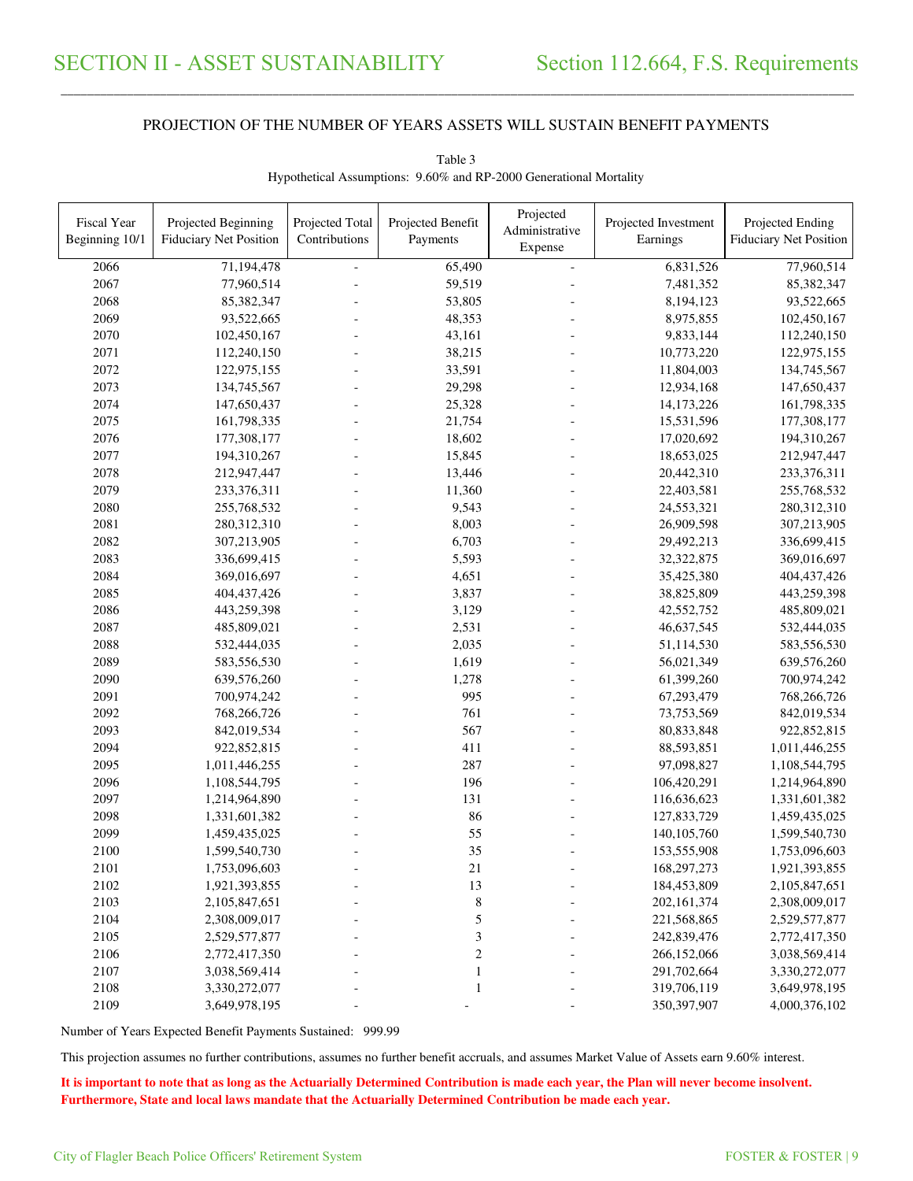# SECTION II - ASSET SUSTAINABILITY

# Section 112.664, F.S. Requirements

PROJECTION OF THE NUMBER OF YEARS ASSETS WILL SUSTAIN BENEFIT PAYMENTS

Table 3
Hypothetical Assumptions: 9.60% and RP-2000 Generational Mortality

| Fiscal Year Beginning 10/1 | Projected Beginning Fiduciary Net Position | Projected Total Contributions | Projected Benefit Payments | Projected Administrative Expense | Projected Investment Earnings | Projected Ending Fiduciary Net Position |
|---|---|---|---|---|---|---|
| 2066 | 71,194,478 | - | 65,490 | - | 6,831,526 | 77,960,514 |
| 2067 | 77,960,514 | - | 59,519 | - | 7,481,352 | 85,382,347 |
| 2068 | 85,382,347 | - | 53,805 | - | 8,194,123 | 93,522,665 |
| 2069 | 93,522,665 | - | 48,353 | - | 8,975,855 | 102,450,167 |
| 2070 | 102,450,167 | - | 43,161 | - | 9,833,144 | 112,240,150 |
| 2071 | 112,240,150 | - | 38,215 | - | 10,773,220 | 122,975,155 |
| 2072 | 122,975,155 | - | 33,591 | - | 11,804,003 | 134,745,567 |
| 2073 | 134,745,567 | - | 29,298 | - | 12,934,168 | 147,650,437 |
| 2074 | 147,650,437 | - | 25,328 | - | 14,173,226 | 161,798,335 |
| 2075 | 161,798,335 | - | 21,754 | - | 15,531,596 | 177,308,177 |
| 2076 | 177,308,177 | - | 18,602 | - | 17,020,692 | 194,310,267 |
| 2077 | 194,310,267 | - | 15,845 | - | 18,653,025 | 212,947,447 |
| 2078 | 212,947,447 | - | 13,446 | - | 20,442,310 | 233,376,311 |
| 2079 | 233,376,311 | - | 11,360 | - | 22,403,581 | 255,768,532 |
| 2080 | 255,768,532 | - | 9,543 | - | 24,553,321 | 280,312,310 |
| 2081 | 280,312,310 | - | 8,003 | - | 26,909,598 | 307,213,905 |
| 2082 | 307,213,905 | - | 6,703 | - | 29,492,213 | 336,699,415 |
| 2083 | 336,699,415 | - | 5,593 | - | 32,322,875 | 369,016,697 |
| 2084 | 369,016,697 | - | 4,651 | - | 35,425,380 | 404,437,426 |
| 2085 | 404,437,426 | - | 3,837 | - | 38,825,809 | 443,259,398 |
| 2086 | 443,259,398 | - | 3,129 | - | 42,552,752 | 485,809,021 |
| 2087 | 485,809,021 | - | 2,531 | - | 46,637,545 | 532,444,035 |
| 2088 | 532,444,035 | - | 2,035 | - | 51,114,530 | 583,556,530 |
| 2089 | 583,556,530 | - | 1,619 | - | 56,021,349 | 639,576,260 |
| 2090 | 639,576,260 | - | 1,278 | - | 61,399,260 | 700,974,242 |
| 2091 | 700,974,242 | - | 995 | - | 67,293,479 | 768,266,726 |
| 2092 | 768,266,726 | - | 761 | - | 73,753,569 | 842,019,534 |
| 2093 | 842,019,534 | - | 567 | - | 80,833,848 | 922,852,815 |
| 2094 | 922,852,815 | - | 411 | - | 88,593,851 | 1,011,446,255 |
| 2095 | 1,011,446,255 | - | 287 | - | 97,098,827 | 1,108,544,795 |
| 2096 | 1,108,544,795 | - | 196 | - | 106,420,291 | 1,214,964,890 |
| 2097 | 1,214,964,890 | - | 131 | - | 116,636,623 | 1,331,601,382 |
| 2098 | 1,331,601,382 | - | 86 | - | 127,833,729 | 1,459,435,025 |
| 2099 | 1,459,435,025 | - | 55 | - | 140,105,760 | 1,599,540,730 |
| 2100 | 1,599,540,730 | - | 35 | - | 153,555,908 | 1,753,096,603 |
| 2101 | 1,753,096,603 | - | 21 | - | 168,297,273 | 1,921,393,855 |
| 2102 | 1,921,393,855 | - | 13 | - | 184,453,809 | 2,105,847,651 |
| 2103 | 2,105,847,651 | - | 8 | - | 202,161,374 | 2,308,009,017 |
| 2104 | 2,308,009,017 | - | 5 | - | 221,568,865 | 2,529,577,877 |
| 2105 | 2,529,577,877 | - | 3 | - | 242,839,476 | 2,772,417,350 |
| 2106 | 2,772,417,350 | - | 2 | - | 266,152,066 | 3,038,569,414 |
| 2107 | 3,038,569,414 | - | 1 | - | 291,702,664 | 3,330,272,077 |
| 2108 | 3,330,272,077 | - | 1 | - | 319,706,119 | 3,649,978,195 |
| 2109 | 3,649,978,195 | - | - | - | 350,397,907 | 4,000,376,102 |

Number of Years Expected Benefit Payments Sustained: 999.99

This projection assumes no further contributions, assumes no further benefit accruals, and assumes Market Value of Assets earn 9.60% interest.

**It is important to note that as long as the Actuarially Determined Contribution is made each year, the Plan will never become insolvent. Furthermore, State and local laws mandate that the Actuarially Determined Contribution be made each year.**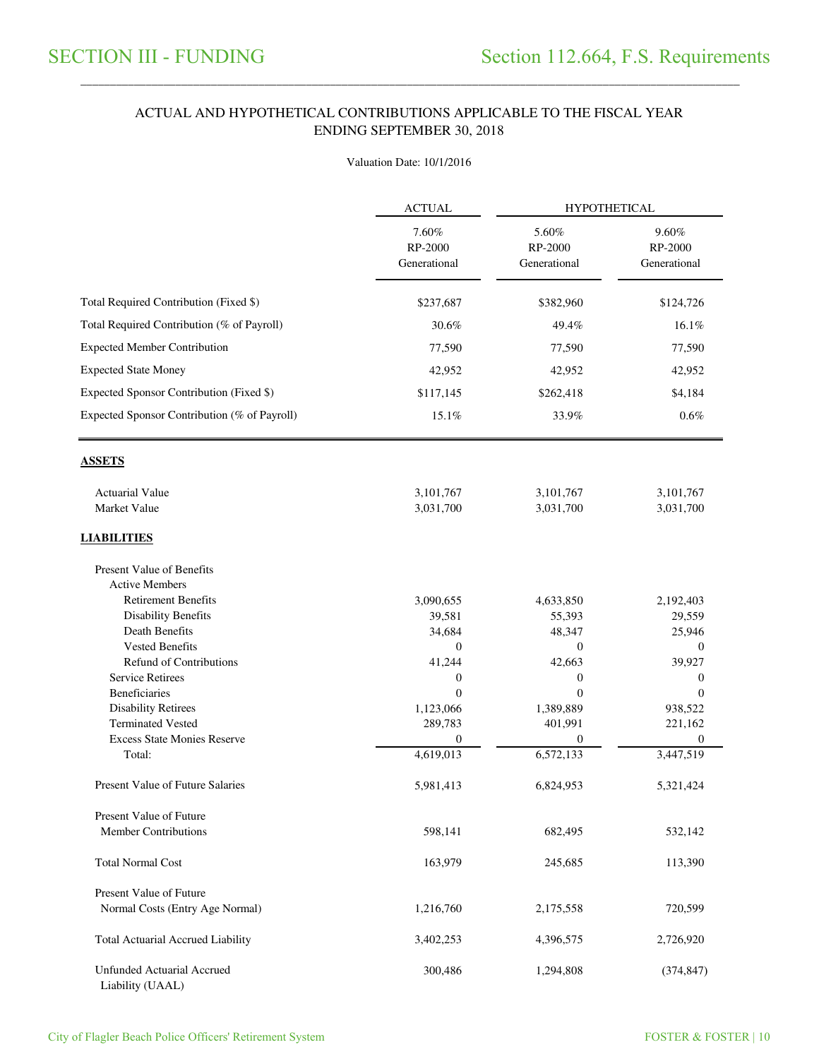# SECTION III - FUNDING

## Section 112.664, F.S. Requirements

ACTUAL AND HYPOTHETICAL CONTRIBUTIONS APPLICABLE TO THE FISCAL YEAR ENDING SEPTEMBER 30, 2018

Valuation Date: 10/1/2016

| | ACTUAL | HYPOTHETICAL | |
|---|---|---|---|
| | 7.60% RP-2000 Generational | 5.60% RP-2000 Generational | 9.60% RP-2000 Generational |
| Total Required Contribution (Fixed $) | $237,687 | $382,960 | $124,726 |
| Total Required Contribution (% of Payroll) | 30.6% | 49.4% | 16.1% |
| Expected Member Contribution | 77,590 | 77,590 | 77,590 |
| Expected State Money | 42,952 | 42,952 | 42,952 |
| Expected Sponsor Contribution (Fixed $) | $117,145 | $262,418 | $4,184 |
| Expected Sponsor Contribution (% of Payroll) | 15.1% | 33.9% | 0.6% |
| **ASSETS** | | | |
| Actuarial Value | 3,101,767 | 3,101,767 | 3,101,767 |
| Market Value | 3,031,700 | 3,031,700 | 3,031,700 |
| **LIABILITIES** | | | |
| Present Value of Benefits | | | |
| Active Members | | | |
| Retirement Benefits | 3,090,655 | 4,633,850 | 2,192,403 |
| Disability Benefits | 39,581 | 55,393 | 29,559 |
| Death Benefits | 34,684 | 48,347 | 25,946 |
| Vested Benefits | 0 | 0 | 0 |
| Refund of Contributions | 41,244 | 42,663 | 39,927 |
| Service Retirees | 0 | 0 | 0 |
| Beneficiaries | 0 | 0 | 0 |
| Disability Retirees | 1,123,066 | 1,389,889 | 938,522 |
| Terminated Vested | 289,783 | 401,991 | 221,162 |
| Excess State Monies Reserve | 0 | 0 | 0 |
| Total: | 4,619,013 | 6,572,133 | 3,447,519 |
| Present Value of Future Salaries | 5,981,413 | 6,824,953 | 5,321,424 |
| Present Value of Future Member Contributions | 598,141 | 682,495 | 532,142 |
| Total Normal Cost | 163,979 | 245,685 | 113,390 |
| Present Value of Future Normal Costs (Entry Age Normal) | 1,216,760 | 2,175,558 | 720,599 |
| Total Actuarial Accrued Liability | 3,402,253 | 4,396,575 | 2,726,920 |
| Unfunded Actuarial Accrued Liability (UAAL) | 300,486 | 1,294,808 | (374,847) |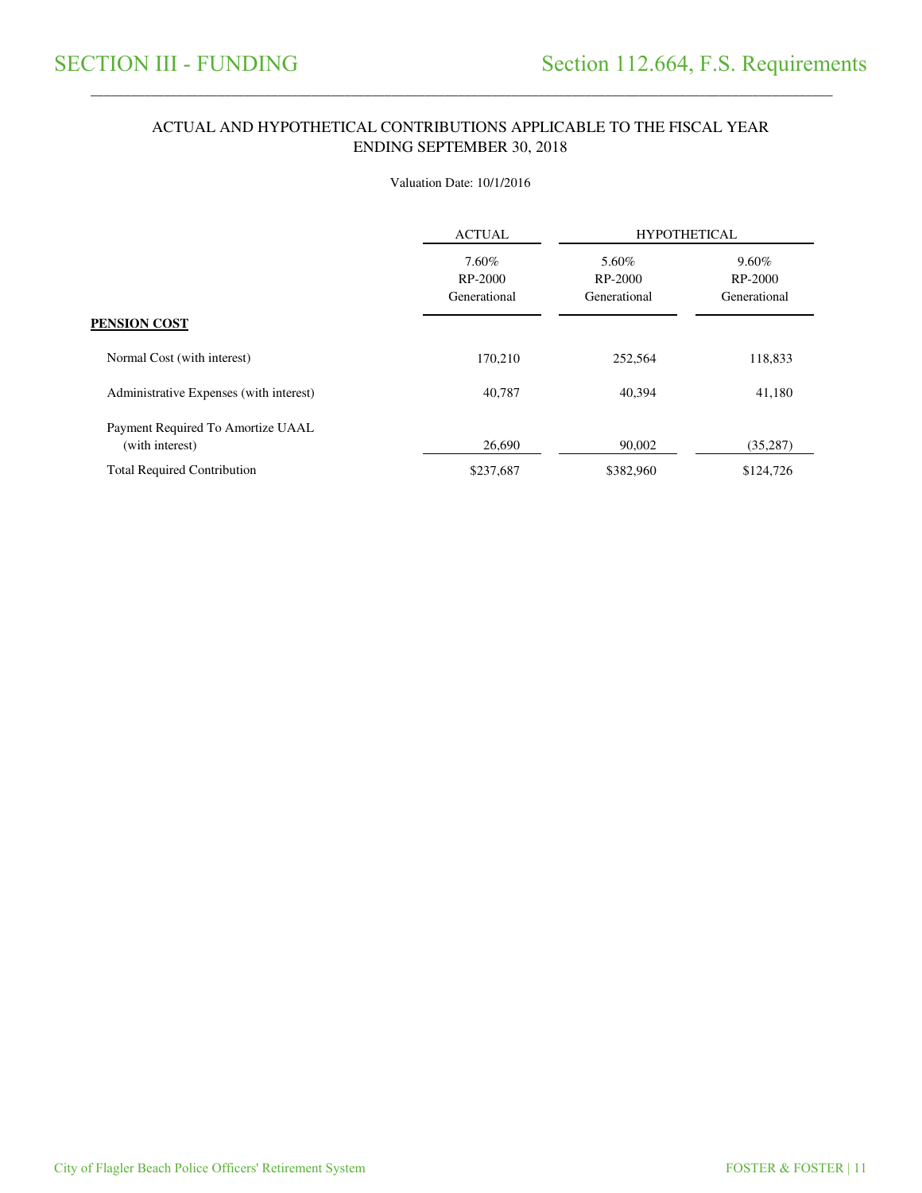# SECTION III - FUNDING

## Section 112.664, F.S. Requirements

ACTUAL AND HYPOTHETICAL CONTRIBUTIONS APPLICABLE TO THE FISCAL YEAR ENDING SEPTEMBER 30, 2018

Valuation Date: 10/1/2016

| | ACTUAL | HYPOTHETICAL | |
|---|---|---|---|
| | 7.60% RP-2000 Generational | 5.60% RP-2000 Generational | 9.60% RP-2000 Generational |
| **PENSION COST** | | | |
| Normal Cost (with interest) | 170,210 | 252,564 | 118,833 |
| Administrative Expenses (with interest) | 40,787 | 40,394 | 41,180 |
| Payment Required To Amortize UAAL (with interest) | 26,690 | 90,002 | (35,287) |
| Total Required Contribution | $237,687 | $382,960 | $124,726 |